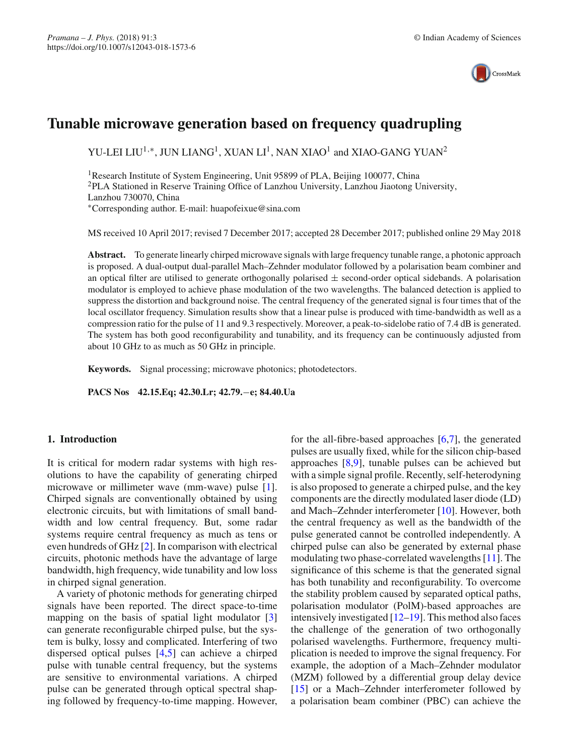# Tunable microwave generation based on frequency quadrupling

YU-LEI LIU[1,*], JUN LIANG[1], XUAN LI[1], NAN XIAO[1] and XIAO-GANG YUAN[2]

[1]Research Institute of System Engineering, Unit 95899 of PLA, Beijing 100077, China
[2]PLA Stationed in Reserve Training Office of Lanzhou University, Lanzhou Jiaotong University, Lanzhou 730070, China
[*]Corresponding author. E-mail: huapofeixue@sina.com

MS received 10 April 2017; revised 7 December 2017; accepted 28 December 2017; published online 29 May 2018

**Abstract.** To generate linearly chirped microwave signals with large frequency tunable range, a photonic approach is proposed. A dual-output dual-parallel Mach–Zehnder modulator followed by a polarisation beam combiner and an optical filter are utilised to generate orthogonally polarised ± second-order optical sidebands. A polarisation modulator is employed to achieve phase modulation of the two wavelengths. The balanced detection is applied to suppress the distortion and background noise. The central frequency of the generated signal is four times that of the local oscillator frequency. Simulation results show that a linear pulse is produced with time-bandwidth as well as a compression ratio for the pulse of 11 and 9.3 respectively. Moreover, a peak-to-sidelobe ratio of 7.4 dB is generated. The system has both good reconfigurability and tunability, and its frequency can be continuously adjusted from about 10 GHz to as much as 50 GHz in principle.

**Keywords.** Signal processing; microwave photonics; photodetectors.

**PACS Nos** **42.15.Eq; 42.30.Lr; 42.79.−e; 84.40.Ua**

## 1. Introduction

It is critical for modern radar systems with high resolutions to have the capability of generating chirped microwave or millimeter wave (mm-wave) pulse [1]. Chirped signals are conventionally obtained by using electronic circuits, but with limitations of small bandwidth and low central frequency. But, some radar systems require central frequency as much as tens or even hundreds of GHz [2]. In comparison with electrical circuits, photonic methods have the advantage of large bandwidth, high frequency, wide tunability and low loss in chirped signal generation.

A variety of photonic methods for generating chirped signals have been reported. The direct space-to-time mapping on the basis of spatial light modulator [3] can generate reconfigurable chirped pulse, but the system is bulky, lossy and complicated. Interfering of two dispersed optical pulses [4,5] can achieve a chirped pulse with tunable central frequency, but the systems are sensitive to environmental variations. A chirped pulse can be generated through optical spectral shaping followed by frequency-to-time mapping. However, for the all-fibre-based approaches [6,7], the generated pulses are usually fixed, while for the silicon chip-based approaches [8,9], tunable pulses can be achieved but with a simple signal profile. Recently, self-heterodyning is also proposed to generate a chirped pulse, and the key components are the directly modulated laser diode (LD) and Mach–Zehnder interferometer [10]. However, both the central frequency as well as the bandwidth of the pulse generated cannot be controlled independently. A chirped pulse can also be generated by external phase modulating two phase-correlated wavelengths [11]. The significance of this scheme is that the generated signal has both tunability and reconfigurability. To overcome the stability problem caused by separated optical paths, polarisation modulator (PolM)-based approaches are intensively investigated [12–19]. This method also faces the challenge of the generation of two orthogonally polarised wavelengths. Furthermore, frequency multiplication is needed to improve the signal frequency. For example, the adoption of a Mach–Zehnder modulator (MZM) followed by a differential group delay device [15] or a Mach–Zehnder interferometer followed by a polarisation beam combiner (PBC) can achieve the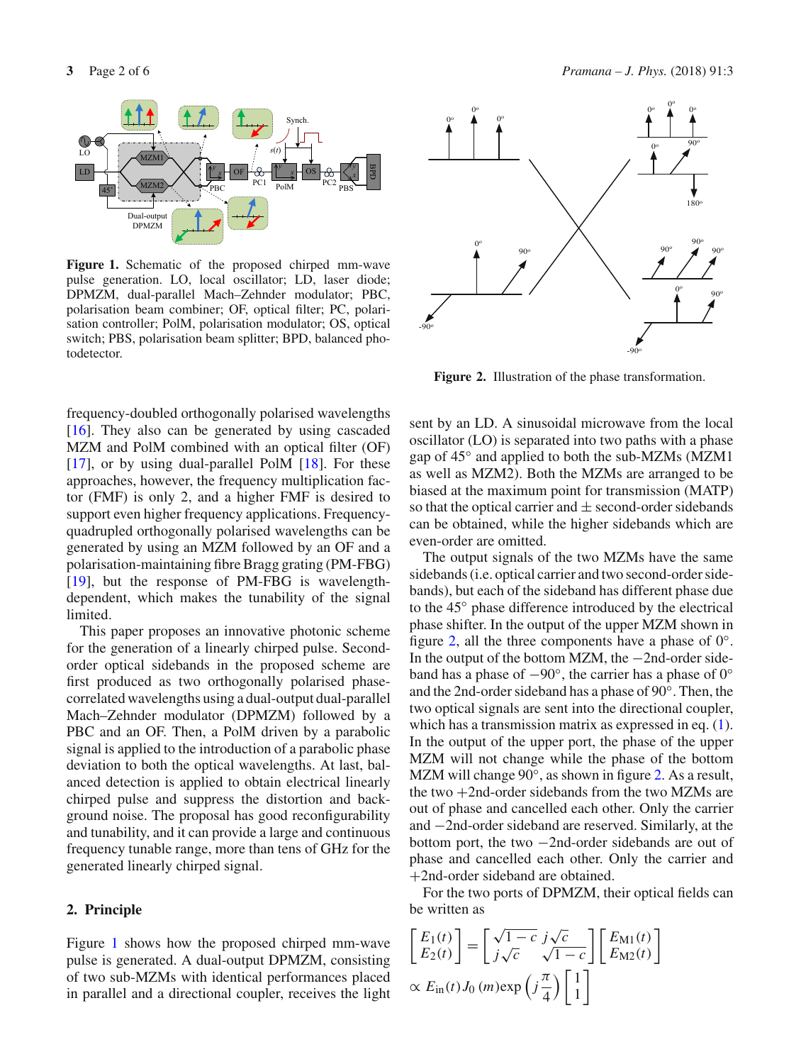**Figure 1.** Schematic of the proposed chirped mm-wave pulse generation. LO, local oscillator; LD, laser diode; DPMZM, dual-parallel Mach–Zehnder modulator; PBC, polarisation beam combiner; OF, optical filter; PC, polarisation controller; PolM, polarisation modulator; OS, optical switch; PBS, polarisation beam splitter; BPD, balanced photodetector.

**Figure 2.** Illustration of the phase transformation.

frequency-doubled orthogonally polarised wavelengths [16]. They also can be generated by using cascaded MZM and PolM combined with an optical filter (OF) [17], or by using dual-parallel PolM [18]. For these approaches, however, the frequency multiplication factor (FMF) is only 2, and a higher FMF is desired to support even higher frequency applications. Frequency-quadrupled orthogonally polarised wavelengths can be generated by using an MZM followed by an OF and a polarisation-maintaining fibre Bragg grating (PM-FBG) [19], but the response of PM-FBG is wavelength-dependent, which makes the tunability of the signal limited.

This paper proposes an innovative photonic scheme for the generation of a linearly chirped pulse. Second-order optical sidebands in the proposed scheme are first produced as two orthogonally polarised phase-correlated wavelengths using a dual-output dual-parallel Mach–Zehnder modulator (DPMZM) followed by a PBC and an OF. Then, a PolM driven by a parabolic signal is applied to the introduction of a parabolic phase deviation to both the optical wavelengths. At last, balanced detection is applied to obtain electrical linearly chirped pulse and suppress the distortion and background noise. The proposal has good reconfigurability and tunability, and it can provide a large and continuous frequency tunable range, more than tens of GHz for the generated linearly chirped signal.

## 2. Principle

Figure 1 shows how the proposed chirped mm-wave pulse is generated. A dual-output DPMZM, consisting of two sub-MZMs with identical performances placed in parallel and a directional coupler, receives the light sent by an LD. A sinusoidal microwave from the local oscillator (LO) is separated into two paths with a phase gap of 45° and applied to both the sub-MZMs (MZM1 as well as MZM2). Both the MZMs are arranged to be biased at the maximum point for transmission (MATP) so that the optical carrier and ± second-order sidebands can be obtained, while the higher sidebands which are even-order are omitted.

The output signals of the two MZMs have the same sidebands (i.e. optical carrier and two second-order sidebands), but each of the sideband has different phase due to the 45° phase difference introduced by the electrical phase shifter. In the output of the upper MZM shown in figure 2, all the three components have a phase of 0°. In the output of the bottom MZM, the −2nd-order sideband has a phase of −90°, the carrier has a phase of 0° and the 2nd-order sideband has a phase of 90°. Then, the two optical signals are sent into the directional coupler, which has a transmission matrix as expressed in eq. (1). In the output of the upper port, the phase of the upper MZM will not change while the phase of the bottom MZM will change 90°, as shown in figure 2. As a result, the two +2nd-order sidebands from the two MZMs are out of phase and cancelled each other. Only the carrier and −2nd-order sideband are reserved. Similarly, at the bottom port, the two −2nd-order sidebands are out of phase and cancelled each other. Only the carrier and +2nd-order sideband are obtained.

For the two ports of DPMZM, their optical fields can be written as

$$\begin{bmatrix} E_1(t) \\ E_2(t) \end{bmatrix} = \begin{bmatrix} \sqrt{1-c} & j\sqrt{c} \\ j\sqrt{c} & \sqrt{1-c} \end{bmatrix} \begin{bmatrix} E_{\mathrm{M1}}(t) \\ E_{\mathrm{M2}}(t) \end{bmatrix}$$

$$\propto E_{\mathrm{in}}(t) J_0(m) \exp\left(j\frac{\pi}{4}\right) \begin{bmatrix} 1 \\ 1 \end{bmatrix}$$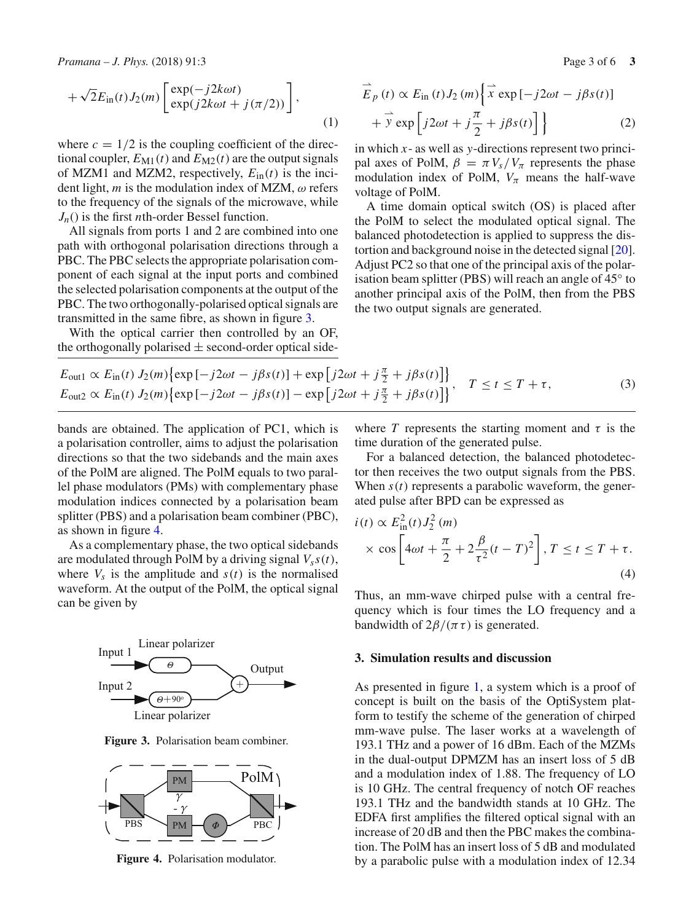$$+\sqrt{2}E_{\text{in}}(t)J_2(m)\begin{bmatrix}\exp(-j2k\omega t)\\ \exp(j2k\omega t + j(\pi/2))\end{bmatrix}, \tag{1}$$

where $c = 1/2$ is the coupling coefficient of the directional coupler, $E_{\text{M1}}(t)$ and $E_{\text{M2}}(t)$ are the output signals of MZM1 and MZM2, respectively, $E_{\text{in}}(t)$ is the incident light, $m$ is the modulation index of MZM, $\omega$ refers to the frequency of the signals of the microwave, while $J_n()$ is the first $n$th-order Bessel function.

All signals from ports 1 and 2 are combined into one path with orthogonal polarisation directions through a PBC. The PBC selects the appropriate polarisation component of each signal at the input ports and combined the selected polarisation components at the output of the PBC. The two orthogonally-polarised optical signals are transmitted in the same fibre, as shown in figure 3.

With the optical carrier then controlled by an OF, the orthogonally polarised $\pm$ second-order optical sidebands are obtained. The application of PC1, which is a polarisation controller, aims to adjust the polarisation directions so that the two sidebands and the main axes of the PolM are aligned. The PolM equals to two parallel phase modulators (PMs) with complementary phase modulation indices connected by a polarisation beam splitter (PBS) and a polarisation beam combiner (PBC), as shown in figure 4.

As a complementary phase, the two optical sidebands are modulated through PolM by a driving signal $V_s s(t)$, where $V_s$ is the amplitude and $s(t)$ is the normalised waveform. At the output of the PolM, the optical signal can be given by

Input 1 Linear polarizer $\Theta$ Output Input 2 $\Theta+90^{\circ}$ Linear polarizer

**Figure 3.** Polarisation beam combiner.

PM $\gamma$ $-\gamma$ PM $\Phi$ PolM PBS PBC

**Figure 4.** Polarisation modulator.

$$\vec{E}_p(t) \propto E_{\text{in}}(t)J_2(m)\left\{\vec{x}\exp\left[-j2\omega t - j\beta s(t)\right] + \vec{y}\exp\left[j2\omega t + j\frac{\pi}{2} + j\beta s(t)\right]\right\} \tag{2}$$

in which $x$- as well as $y$-directions represent two principal axes of PolM, $\beta = \pi V_s/V_\pi$ represents the phase modulation index of PolM, $V_\pi$ means the half-wave voltage of PolM.

A time domain optical switch (OS) is placed after the PolM to select the modulated optical signal. The balanced photodetection is applied to suppress the distortion and background noise in the detected signal [20]. Adjust PC2 so that one of the principal axis of the polarisation beam splitter (PBS) will reach an angle of 45° to another principal axis of the PolM, then from the PBS the two output signals are generated.

$$\begin{aligned}E_{\text{out1}} &\propto E_{\text{in}}(t)\,J_2(m)\left\{\exp\left[-j2\omega t - j\beta s(t)\right] + \exp\left[j2\omega t + j\tfrac{\pi}{2} + j\beta s(t)\right]\right\}\\ E_{\text{out2}} &\propto E_{\text{in}}(t)\,J_2(m)\left\{\exp\left[-j2\omega t - j\beta s(t)\right] - \exp\left[j2\omega t + j\tfrac{\pi}{2} + j\beta s(t)\right]\right\}\end{aligned}, \quad T \le t \le T+\tau, \tag{3}$$

where $T$ represents the starting moment and $\tau$ is the time duration of the generated pulse.

For a balanced detection, the balanced photodetector then receives the two output signals from the PBS. When $s(t)$ represents a parabolic waveform, the generated pulse after BPD can be expressed as

$$i(t) \propto E_{\text{in}}^2(t)J_2^2(m) \times \cos\left[4\omega t + \frac{\pi}{2} + 2\frac{\beta}{\tau^2}(t-T)^2\right], T \le t \le T+\tau. \tag{4}$$

Thus, an mm-wave chirped pulse with a central frequency which is four times the LO frequency and a bandwidth of $2\beta/(\pi\tau)$ is generated.

## 3. Simulation results and discussion

As presented in figure 1, a system which is a proof of concept is built on the basis of the OptiSystem platform to testify the scheme of the generation of chirped mm-wave pulse. The laser works at a wavelength of 193.1 THz and a power of 16 dBm. Each of the MZMs in the dual-output DPMZM has an insert loss of 5 dB and a modulation index of 1.88. The frequency of LO is 10 GHz. The central frequency of notch OF reaches 193.1 THz and the bandwidth stands at 10 GHz. The EDFA first amplifies the filtered optical signal with an increase of 20 dB and then the PBC makes the combination. The PolM has an insert loss of 5 dB and modulated by a parabolic pulse with a modulation index of 12.34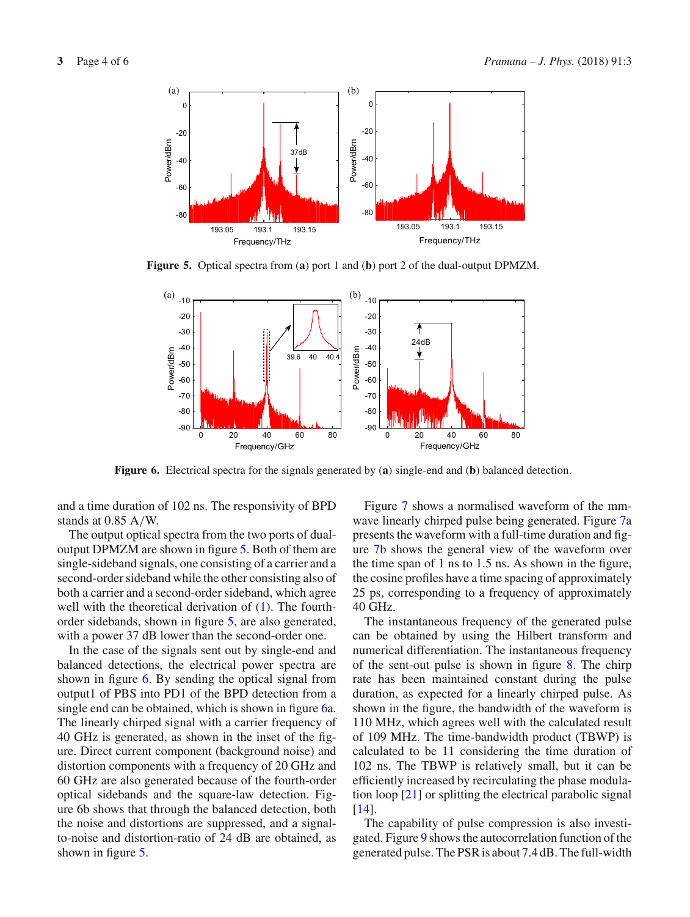Figure 5. Optical spectra from (a) port 1 and (b) port 2 of the dual-output DPMZM.

Figure 6. Electrical spectra for the signals generated by (a) single-end and (b) balanced detection.

and a time duration of 102 ns. The responsivity of BPD stands at 0.85 A/W.

The output optical spectra from the two ports of dual-output DPMZM are shown in figure 5. Both of them are single-sideband signals, one consisting of a carrier and a second-order sideband while the other consisting also of both a carrier and a second-order sideband, which agree well with the theoretical derivation of (1). The fourth-order sidebands, shown in figure 5, are also generated, with a power 37 dB lower than the second-order one.

In the case of the signals sent out by single-end and balanced detections, the electrical power spectra are shown in figure 6. By sending the optical signal from output1 of PBS into PD1 of the BPD detection from a single end can be obtained, which is shown in figure 6a. The linearly chirped signal with a carrier frequency of 40 GHz is generated, as shown in the inset of the figure. Direct current component (background noise) and distortion components with a frequency of 20 GHz and 60 GHz are also generated because of the fourth-order optical sidebands and the square-law detection. Figure 6b shows that through the balanced detection, both the noise and distortions are suppressed, and a signal-to-noise and distortion-ratio of 24 dB are obtained, as shown in figure 5.

Figure 7 shows a normalised waveform of the mm-wave linearly chirped pulse being generated. Figure 7a presents the waveform with a full-time duration and figure 7b shows the general view of the waveform over the time span of 1 ns to 1.5 ns. As shown in the figure, the cosine profiles have a time spacing of approximately 25 ps, corresponding to a frequency of approximately 40 GHz.

The instantaneous frequency of the generated pulse can be obtained by using the Hilbert transform and numerical differentiation. The instantaneous frequency of the sent-out pulse is shown in figure 8. The chirp rate has been maintained constant during the pulse duration, as expected for a linearly chirped pulse. As shown in the figure, the bandwidth of the waveform is 110 MHz, which agrees well with the calculated result of 109 MHz. The time-bandwidth product (TBWP) is calculated to be 11 considering the time duration of 102 ns. The TBWP is relatively small, but it can be efficiently increased by recirculating the phase modulation loop [21] or splitting the electrical parabolic signal [14].

The capability of pulse compression is also investigated. Figure 9 shows the autocorrelation function of the generated pulse. The PSR is about 7.4 dB. The full-width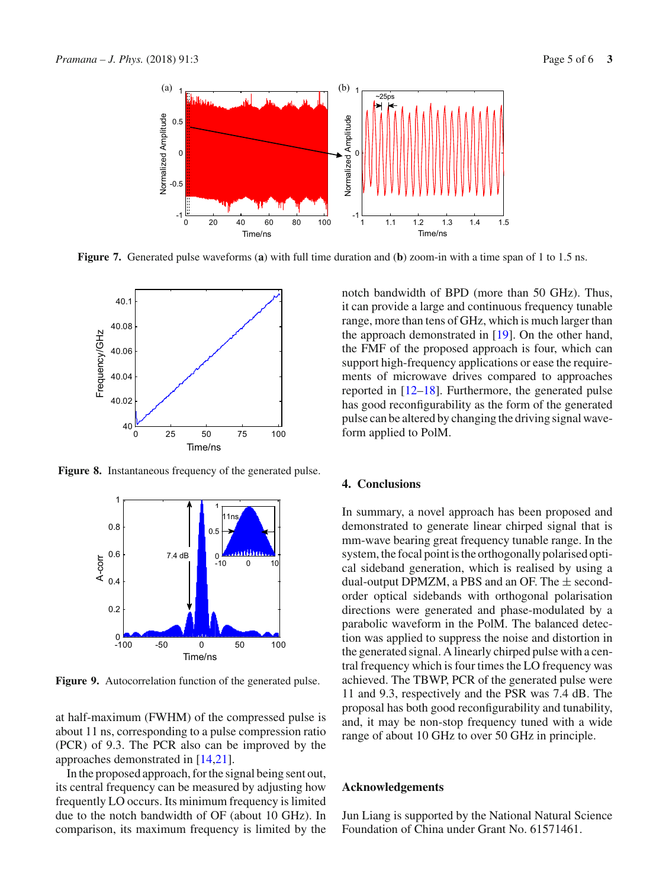Figure 7. Generated pulse waveforms (**a**) with full time duration and (**b**) zoom-in with a time span of 1 to 1.5 ns.

Figure 8. Instantaneous frequency of the generated pulse.

Figure 9. Autocorrelation function of the generated pulse.

at half-maximum (FWHM) of the compressed pulse is about 11 ns, corresponding to a pulse compression ratio (PCR) of 9.3. The PCR also can be improved by the approaches demonstrated in [14,21].

In the proposed approach, for the signal being sent out, its central frequency can be measured by adjusting how frequently LO occurs. Its minimum frequency is limited due to the notch bandwidth of OF (about 10 GHz). In comparison, its maximum frequency is limited by the notch bandwidth of BPD (more than 50 GHz). Thus, it can provide a large and continuous frequency tunable range, more than tens of GHz, which is much larger than the approach demonstrated in [19]. On the other hand, the FMF of the proposed approach is four, which can support high-frequency applications or ease the requirements of microwave drives compared to approaches reported in [12–18]. Furthermore, the generated pulse has good reconfigurability as the form of the generated pulse can be altered by changing the driving signal waveform applied to PolM.

## 4. Conclusions

In summary, a novel approach has been proposed and demonstrated to generate linear chirped signal that is mm-wave bearing great frequency tunable range. In the system, the focal point is the orthogonally polarised optical sideband generation, which is realised by using a dual-output DPMZM, a PBS and an OF. The $\pm$ second-order optical sidebands with orthogonal polarisation directions were generated and phase-modulated by a parabolic waveform in the PolM. The balanced detection was applied to suppress the noise and distortion in the generated signal. A linearly chirped pulse with a central frequency which is four times the LO frequency was achieved. The TBWP, PCR of the generated pulse were 11 and 9.3, respectively and the PSR was 7.4 dB. The proposal has both good reconfigurability and tunability, and, it may be non-stop frequency tuned with a wide range of about 10 GHz to over 50 GHz in principle.

## Acknowledgements

Jun Liang is supported by the National Natural Science Foundation of China under Grant No. 61571461.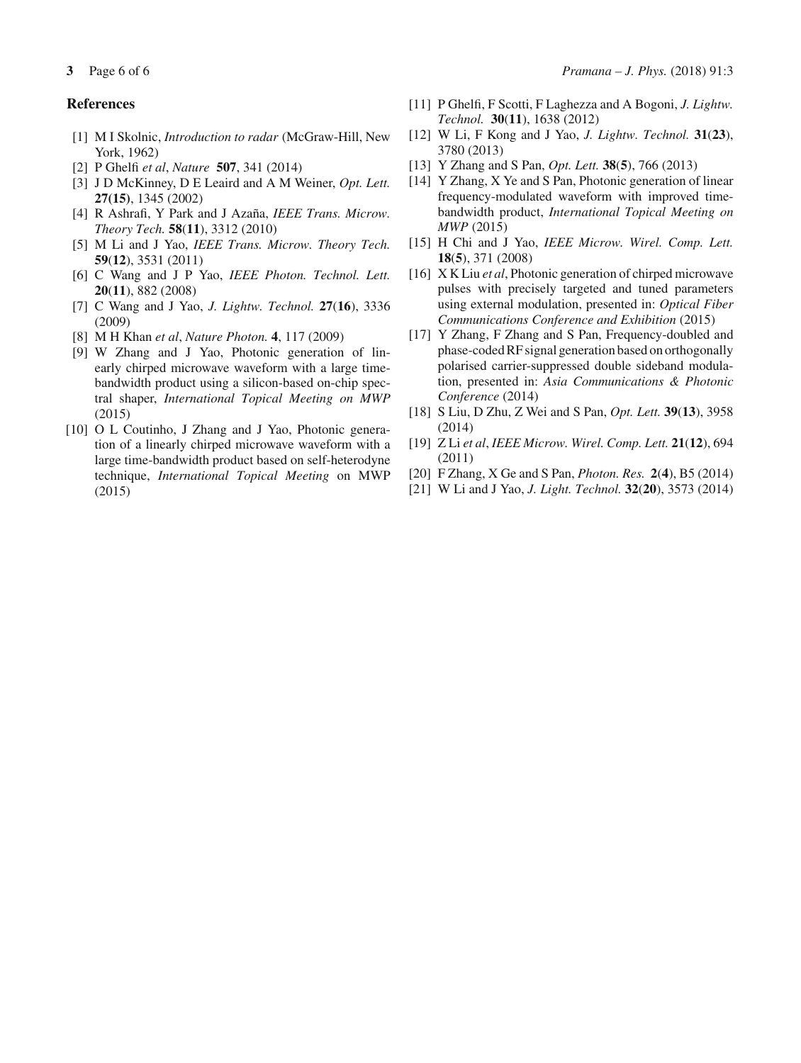## References

[1] M I Skolnic, *Introduction to radar* (McGraw-Hill, New York, 1962)

[2] P Ghelfi *et al*, *Nature* **507**, 341 (2014)

[3] J D McKinney, D E Leaird and A M Weiner, *Opt. Lett.* **27(15)**, 1345 (2002)

[4] R Ashrafi, Y Park and J Azaña, *IEEE Trans. Microw. Theory Tech.* **58**(**11**), 3312 (2010)

[5] M Li and J Yao, *IEEE Trans. Microw. Theory Tech.* **59**(**12**), 3531 (2011)

[6] C Wang and J P Yao, *IEEE Photon. Technol. Lett.* **20**(**11**), 882 (2008)

[7] C Wang and J Yao, *J. Lightw. Technol.* **27**(**16**), 3336 (2009)

[8] M H Khan *et al*, *Nature Photon.* **4**, 117 (2009)

[9] W Zhang and J Yao, Photonic generation of linearly chirped microwave waveform with a large time-bandwidth product using a silicon-based on-chip spectral shaper, *International Topical Meeting on MWP* (2015)

[10] O L Coutinho, J Zhang and J Yao, Photonic generation of a linearly chirped microwave waveform with a large time-bandwidth product based on self-heterodyne technique, *International Topical Meeting* on MWP (2015)

[11] P Ghelfi, F Scotti, F Laghezza and A Bogoni, *J. Lightw. Technol.* **30**(**11**), 1638 (2012)

[12] W Li, F Kong and J Yao, *J. Lightw. Technol.* **31**(**23**), 3780 (2013)

[13] Y Zhang and S Pan, *Opt. Lett.* **38**(**5**), 766 (2013)

[14] Y Zhang, X Ye and S Pan, Photonic generation of linear frequency-modulated waveform with improved time-bandwidth product, *International Topical Meeting on MWP* (2015)

[15] H Chi and J Yao, *IEEE Microw. Wirel. Comp. Lett.* **18**(**5**), 371 (2008)

[16] X K Liu *et al*, Photonic generation of chirped microwave pulses with precisely targeted and tuned parameters using external modulation, presented in: *Optical Fiber Communications Conference and Exhibition* (2015)

[17] Y Zhang, F Zhang and S Pan, Frequency-doubled and phase-coded RF signal generation based on orthogonally polarised carrier-suppressed double sideband modulation, presented in: *Asia Communications & Photonic Conference* (2014)

[18] S Liu, D Zhu, Z Wei and S Pan, *Opt. Lett.* **39**(**13**), 3958 (2014)

[19] Z Li *et al*, *IEEE Microw. Wirel. Comp. Lett.* **21**(**12**), 694 (2011)

[20] F Zhang, X Ge and S Pan, *Photon. Res.* **2**(**4**), B5 (2014)

[21] W Li and J Yao, *J. Light. Technol.* **32**(**20**), 3573 (2014)